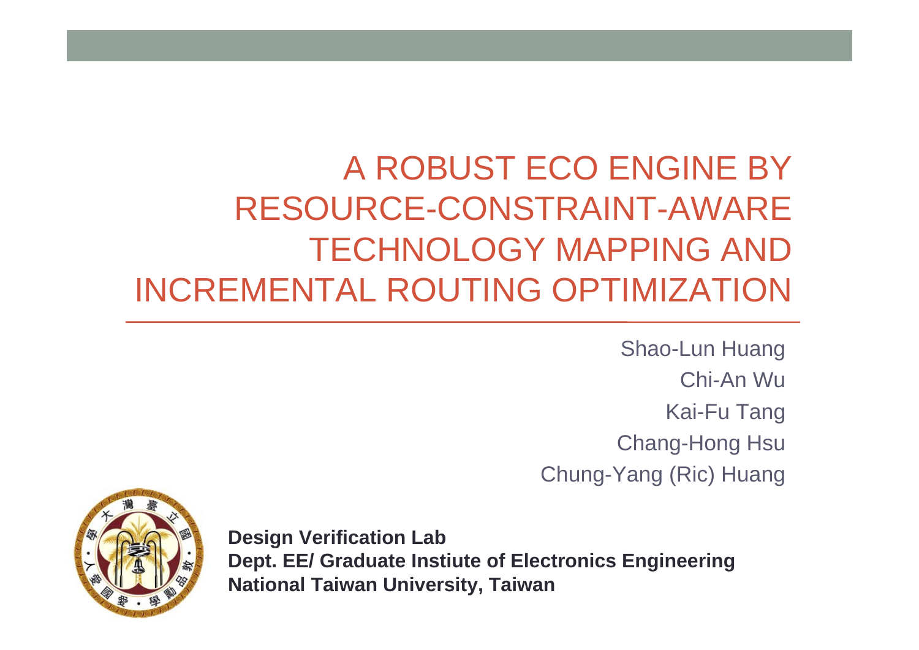# A ROBUST ECO ENGINE BY RESOURCE-CONSTRAINT-AWARE TECHNOLOGY MAPPING AND INCREMENTAL ROUTING OPTIMIZATION

Shao-Lun Huang
Chi-An Wu
Kai-Fu Tang
Chang-Hong Hsu
Chung-Yang (Ric) Huang

**Design Verification Lab**
**Dept. EE/ Graduate Instiute of Electronics Engineering**
**National Taiwan University, Taiwan**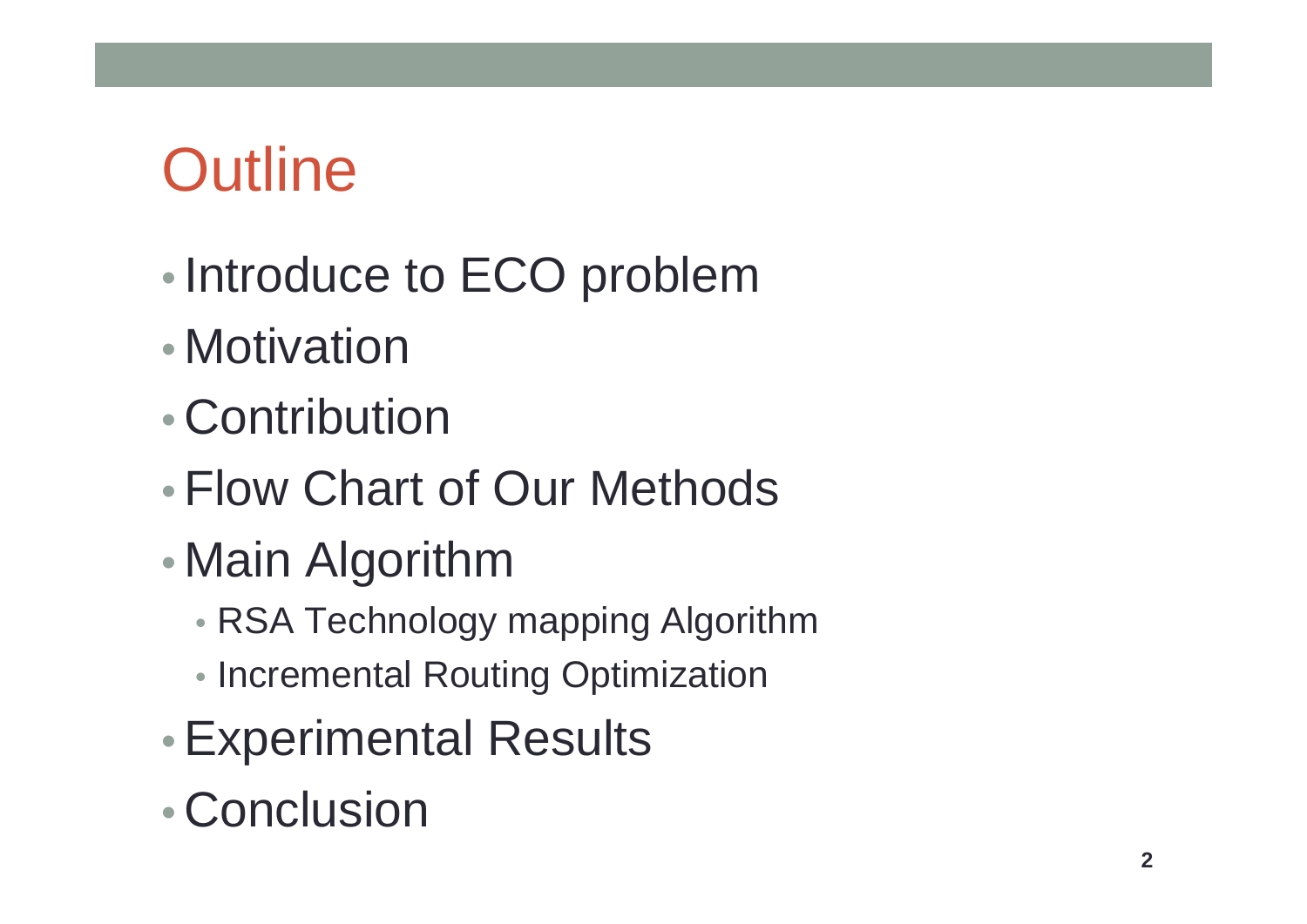# Outline

- Introduce to ECO problem
- Motivation
- Contribution
- Flow Chart of Our Methods
- Main Algorithm
  - RSA Technology mapping Algorithm
  - Incremental Routing Optimization
- Experimental Results
- Conclusion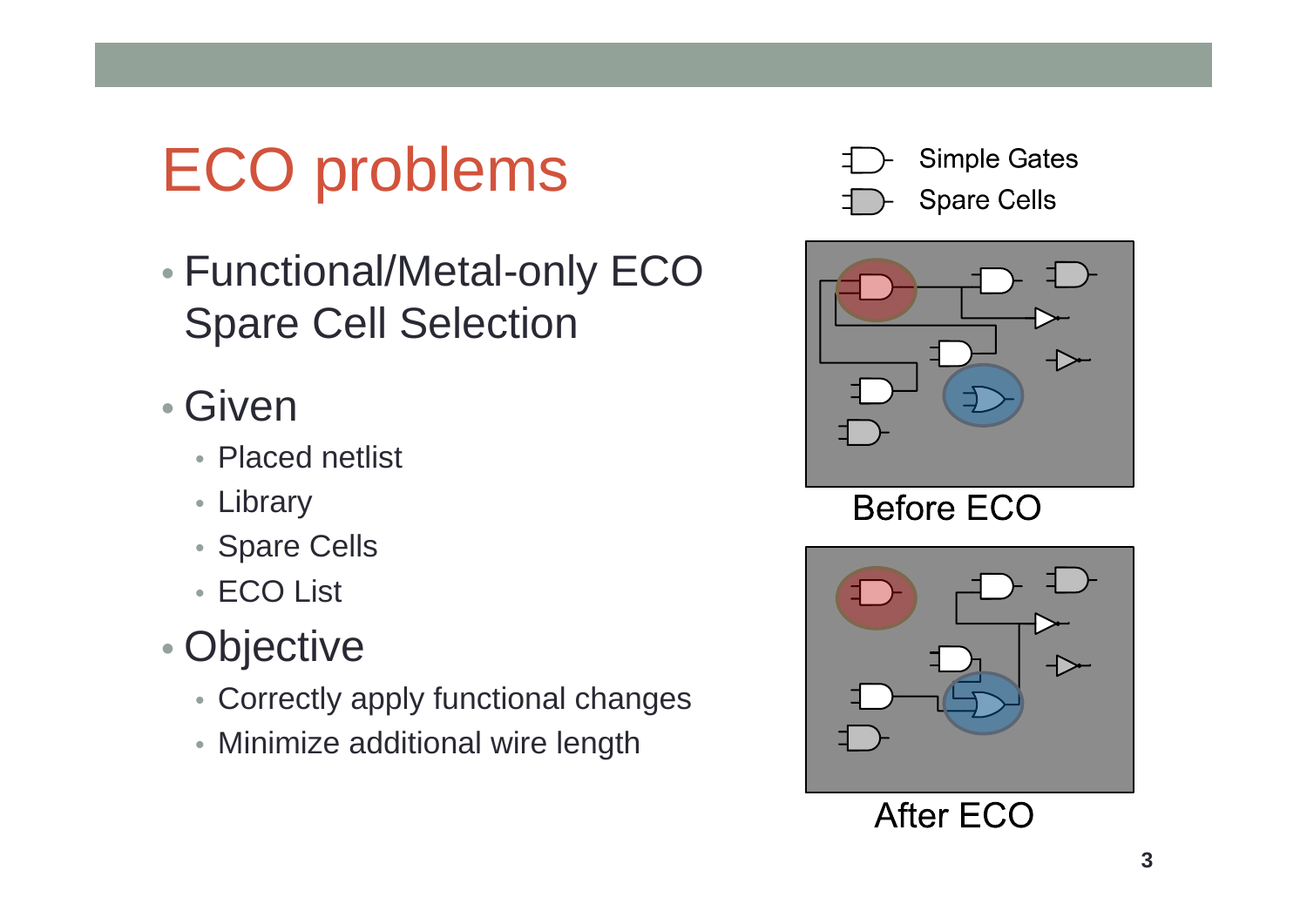# ECO problems

- Functional/Metal-only ECO Spare Cell Selection
- Given
  - Placed netlist
  - Library
  - Spare Cells
  - ECO List
- Objective
  - Correctly apply functional changes
  - Minimize additional wire length

Simple Gates

Spare Cells

Before ECO

After ECO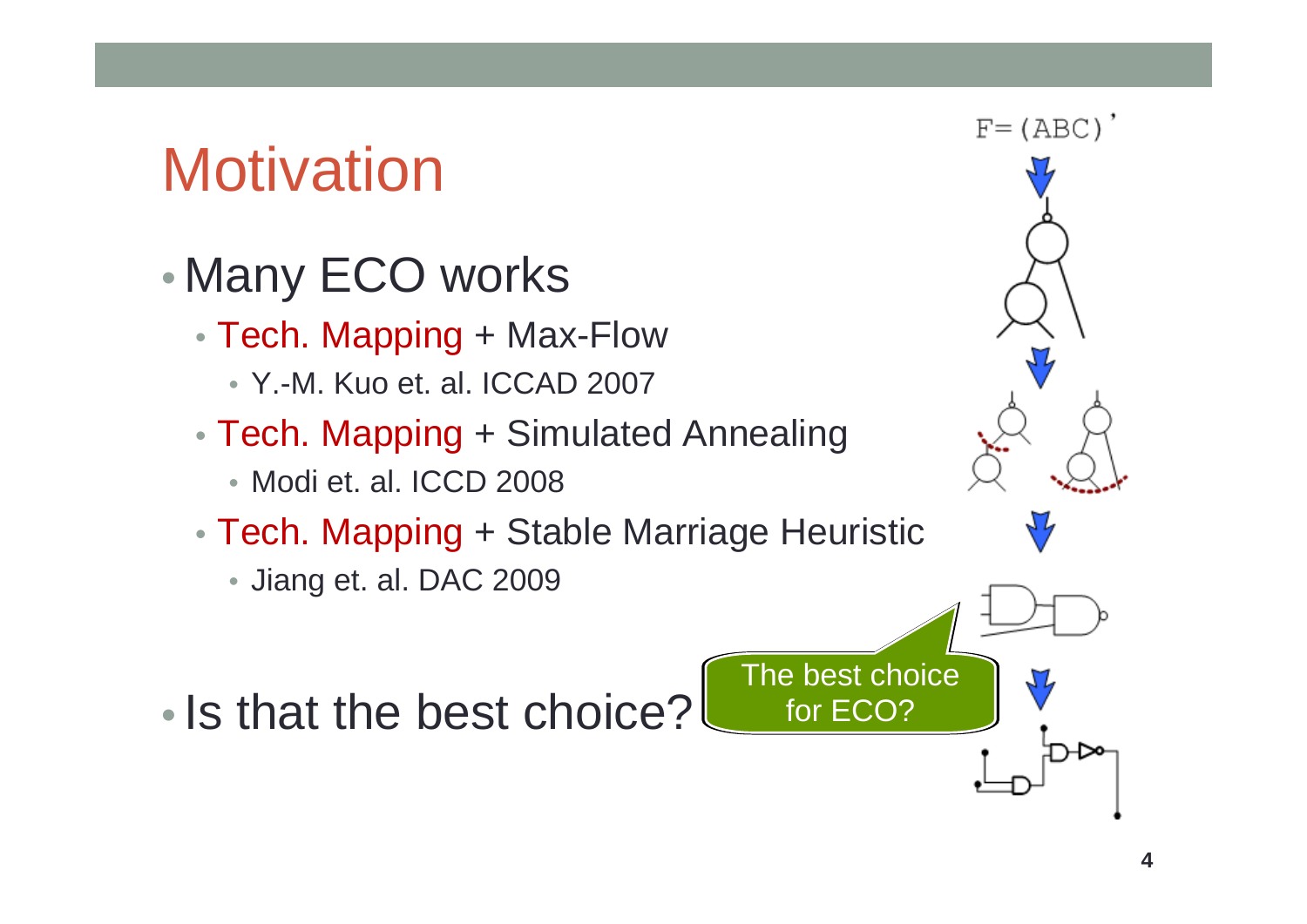# Motivation

- Many ECO works
  - Tech. Mapping + Max-Flow
    - Y.-M. Kuo et. al. ICCAD 2007
  - Tech. Mapping + Simulated Annealing
    - Modi et. al. ICCD 2008
  - Tech. Mapping + Stable Marriage Heuristic
    - Jiang et. al. DAC 2009
- Is that the best choice?

$F=(ABC)'$

The best choice for ECO?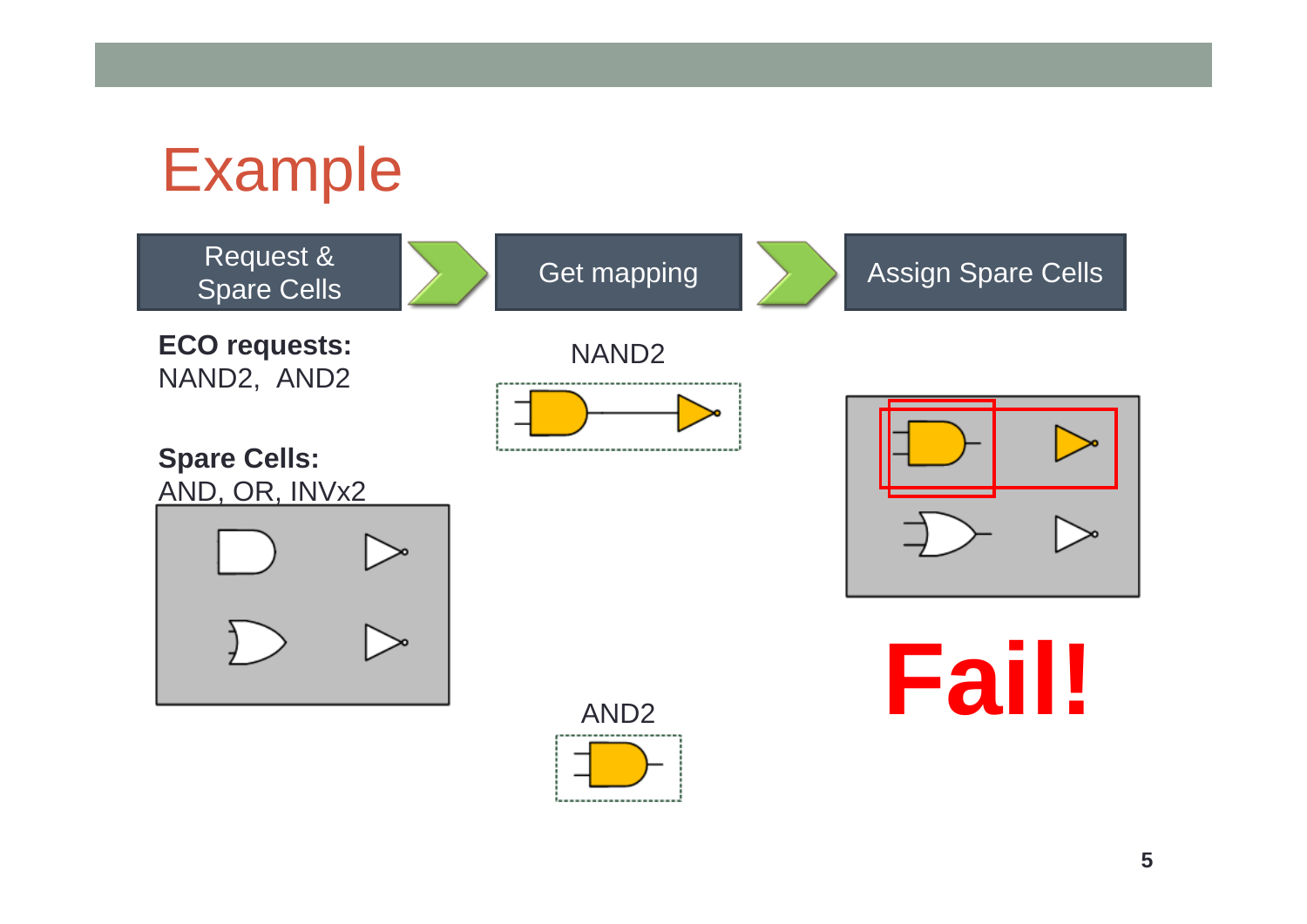# Example

Request & Spare Cells → Get mapping → Assign Spare Cells

**ECO requests:**
NAND2, AND2

**Spare Cells:**
AND, OR, INVx2

NAND2

AND2

Fail!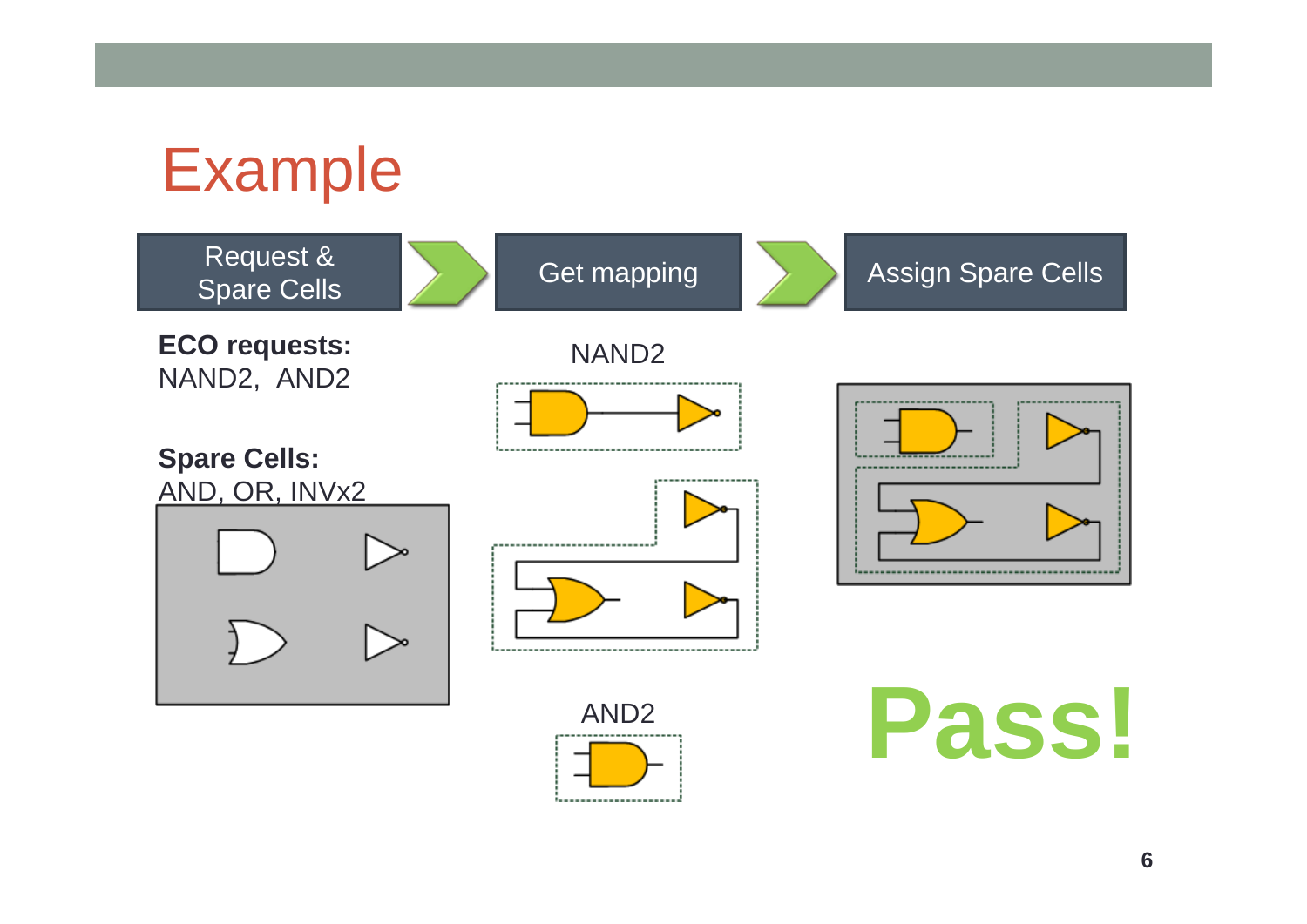# Example

Request & Spare Cells → Get mapping → Assign Spare Cells

**ECO requests:**
NAND2, AND2

**Spare Cells:**
AND, OR, INVx2

NAND2

AND2

**Pass!**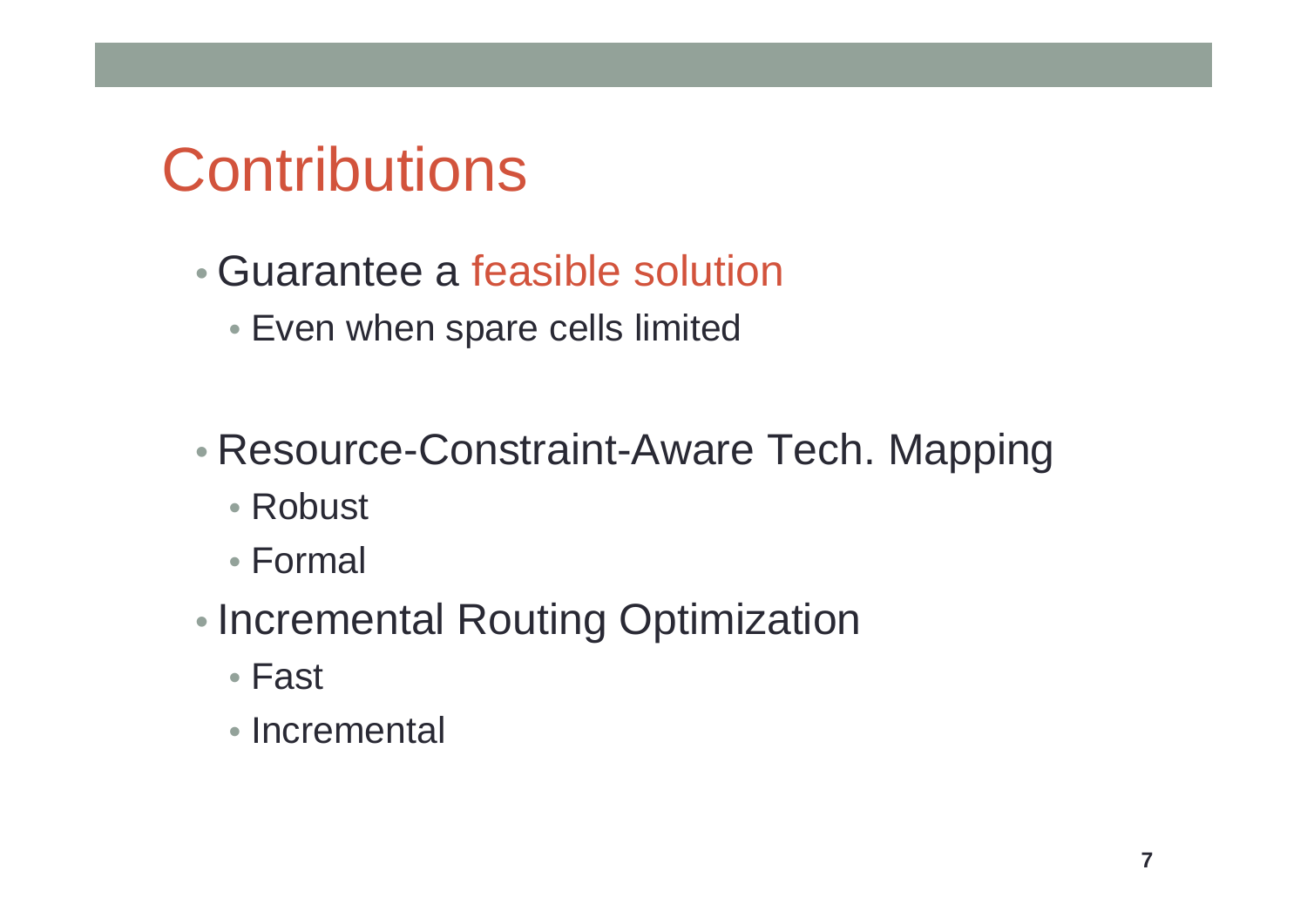# Contributions

- Guarantee a feasible solution
  - Even when spare cells limited

- Resource-Constraint-Aware Tech. Mapping
  - Robust
  - Formal
- Incremental Routing Optimization
  - Fast
  - Incremental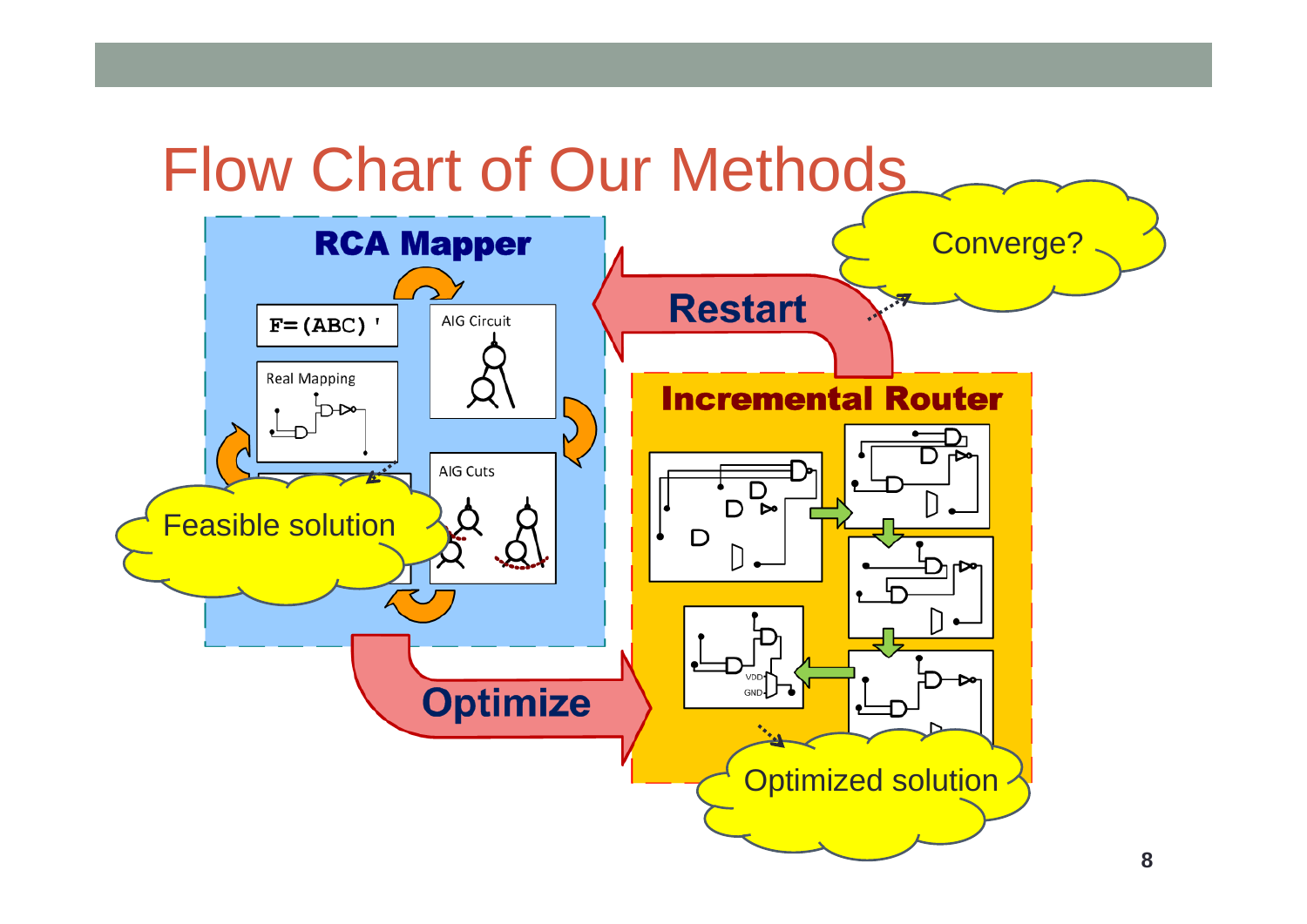# Flow Chart of Our Methods

**RCA Mapper**

`F=(ABC)'`

AIG Circuit

Real Mapping

AIG Cuts

Feasible solution

**Restart**

Converge?

**Incremental Router**

VDD

GND

**Optimize**

Optimized solution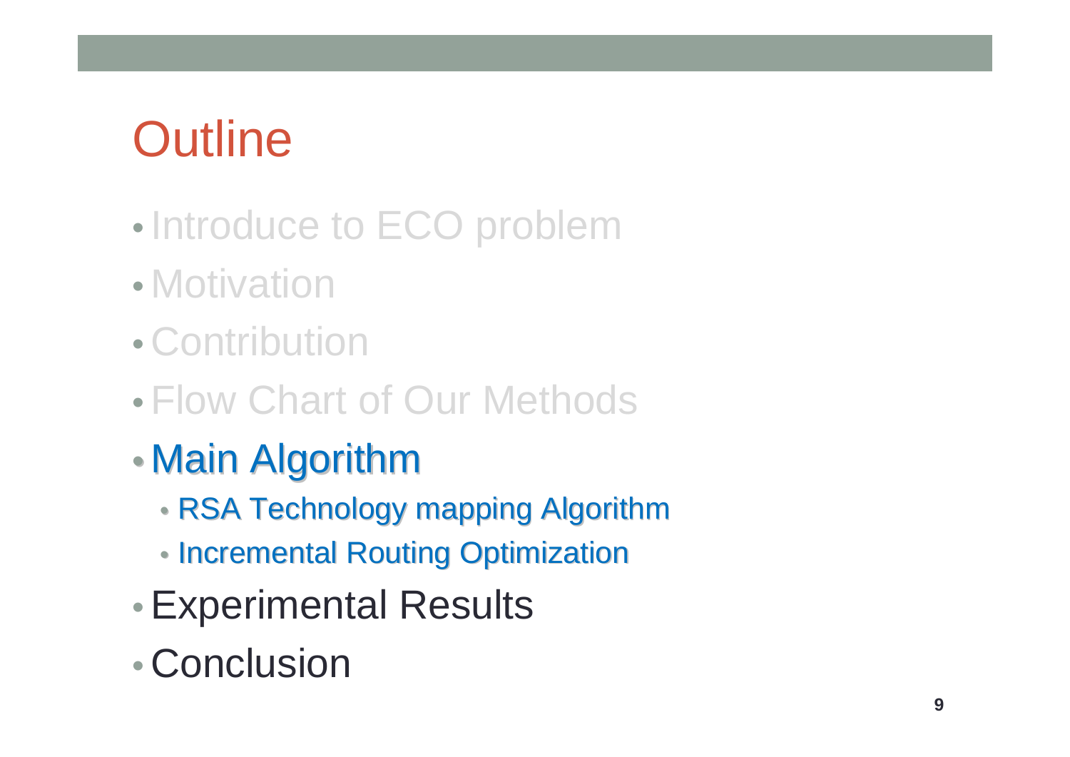# Outline

- Introduce to ECO problem
- Motivation
- Contribution
- Flow Chart of Our Methods
- Main Algorithm
  - RSA Technology mapping Algorithm
  - Incremental Routing Optimization
- Experimental Results
- Conclusion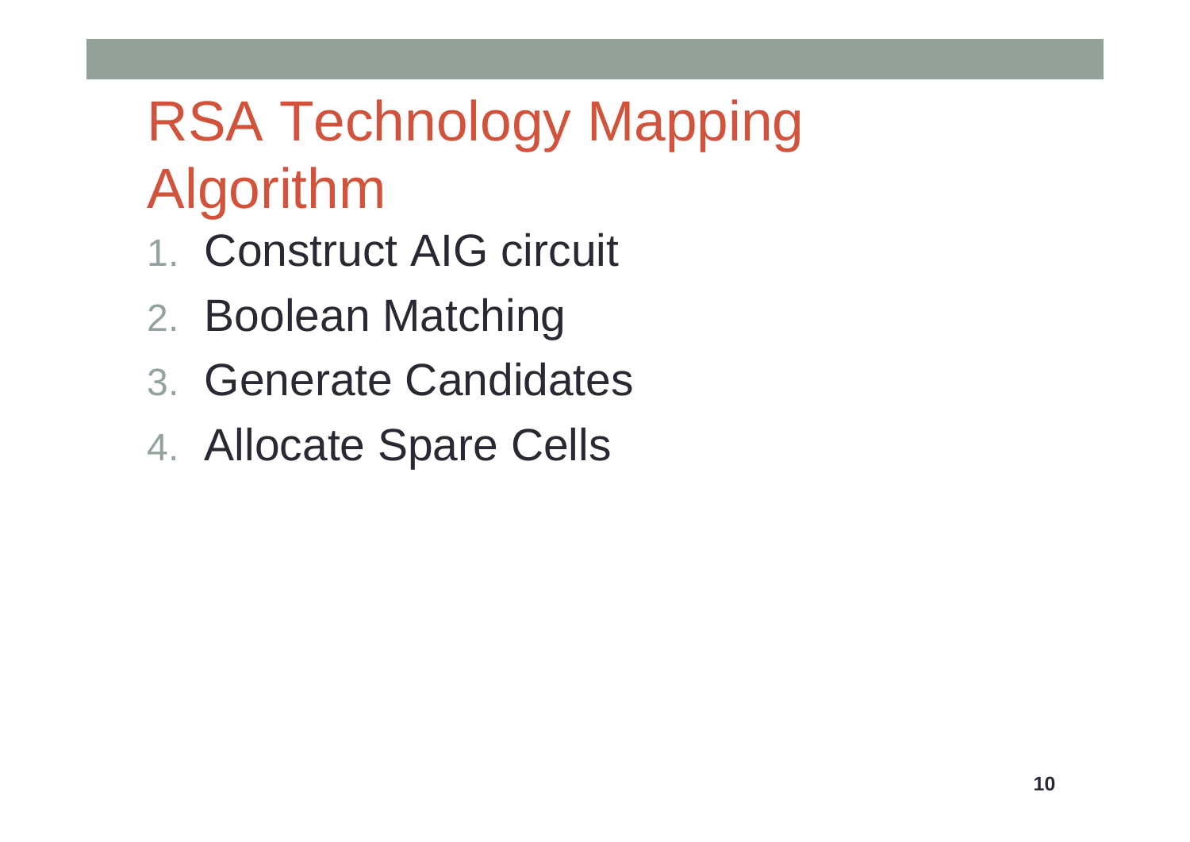# RSA Technology Mapping Algorithm

1. Construct AIG circuit
2. Boolean Matching
3. Generate Candidates
4. Allocate Spare Cells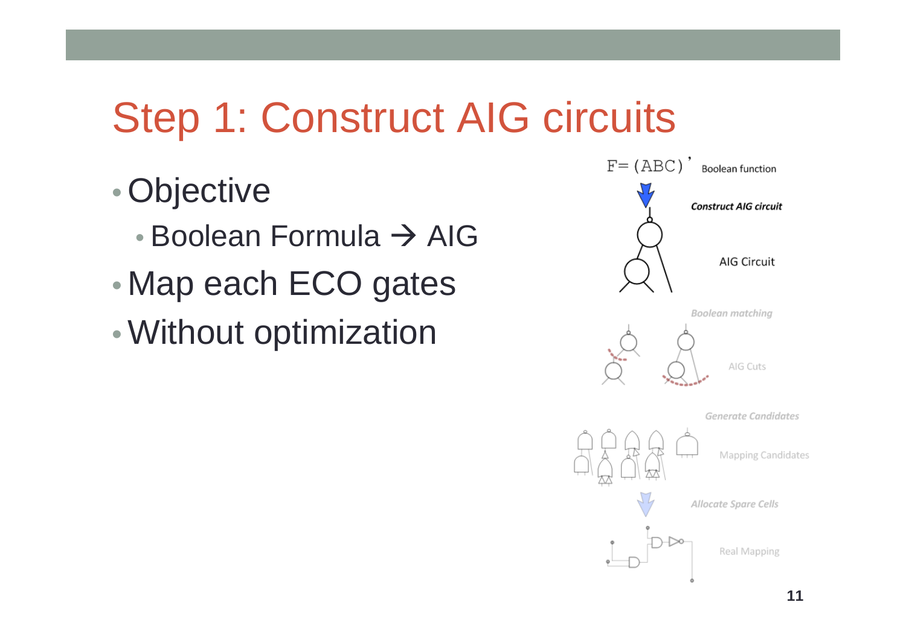# Step 1: Construct AIG circuits

- Objective
  - Boolean Formula → AIG
- Map each ECO gates
- Without optimization

F= (ABC)' Boolean function

*Construct AIG circuit*

AIG Circuit

*Boolean matching*

AIG Cuts

*Generate Candidates*

Mapping Candidates

*Allocate Spare Cells*

Real Mapping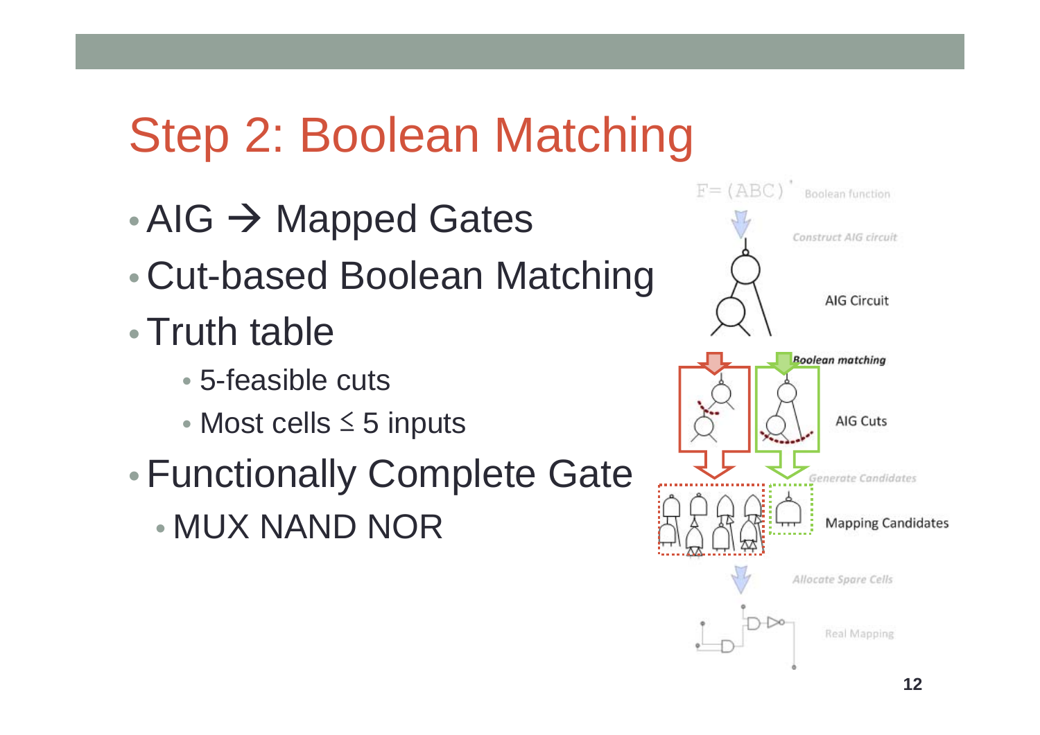# Step 2: Boolean Matching

- AIG → Mapped Gates
- Cut-based Boolean Matching
- Truth table
  - 5-feasible cuts
  - Most cells ≤ 5 inputs
- Functionally Complete Gate
  - MUX NAND NOR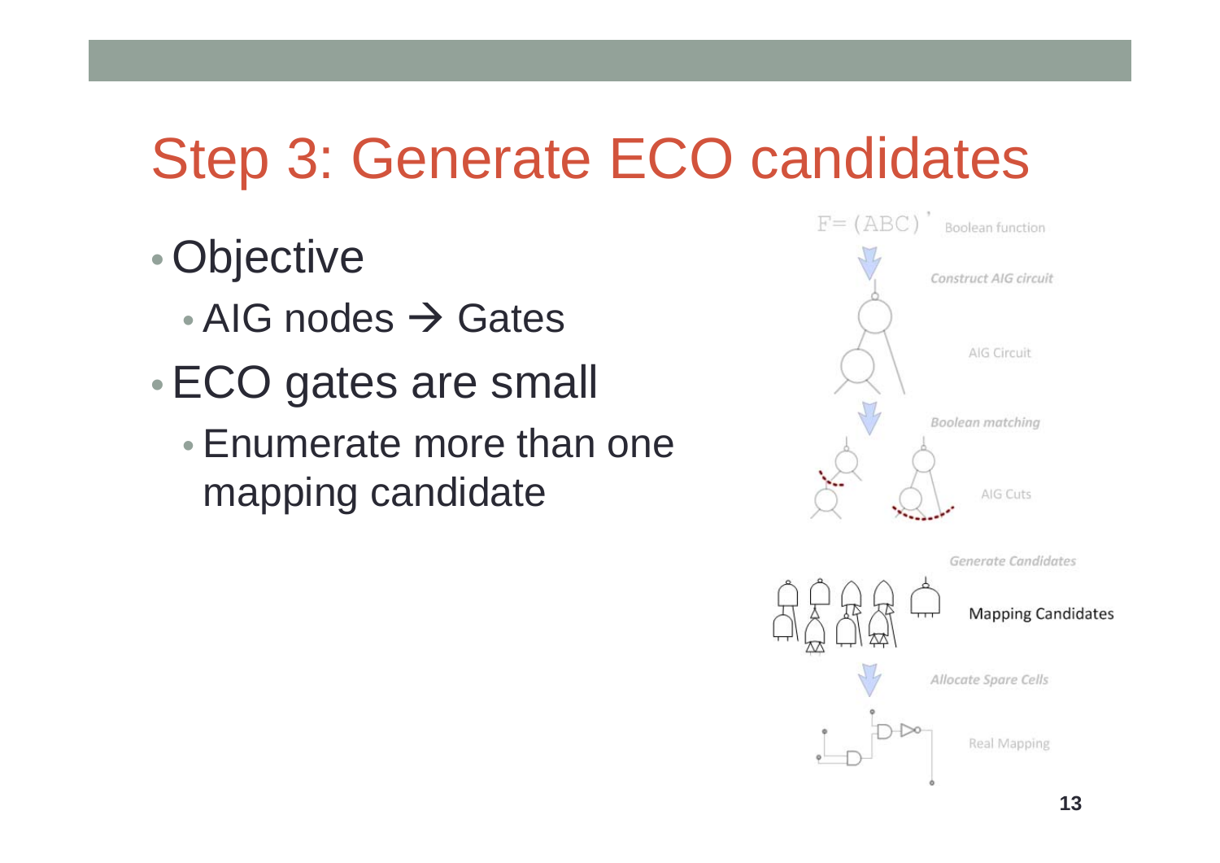# Step 3: Generate ECO candidates

- Objective
  - AIG nodes → Gates
- ECO gates are small
  - Enumerate more than one mapping candidate

$F = (ABC)'$ Boolean function

*Construct AIG circuit*

AIG Circuit

*Boolean matching*

AIG Cuts

*Generate Candidates*

Mapping Candidates

*Allocate Spare Cells*

Real Mapping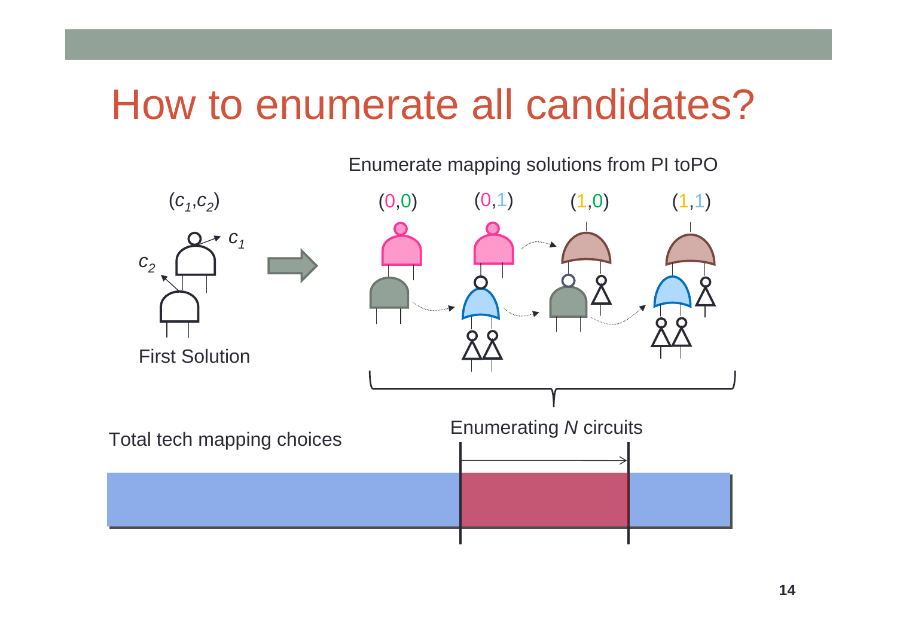# How to enumerate all candidates?

Enumerate mapping solutions from PI toPO

$(c_1,c_2)$

$c_1$

$c_2$

First Solution

(0,0) (0,1) (1,0) (1,1)

Enumerating *N* circuits

Total tech mapping choices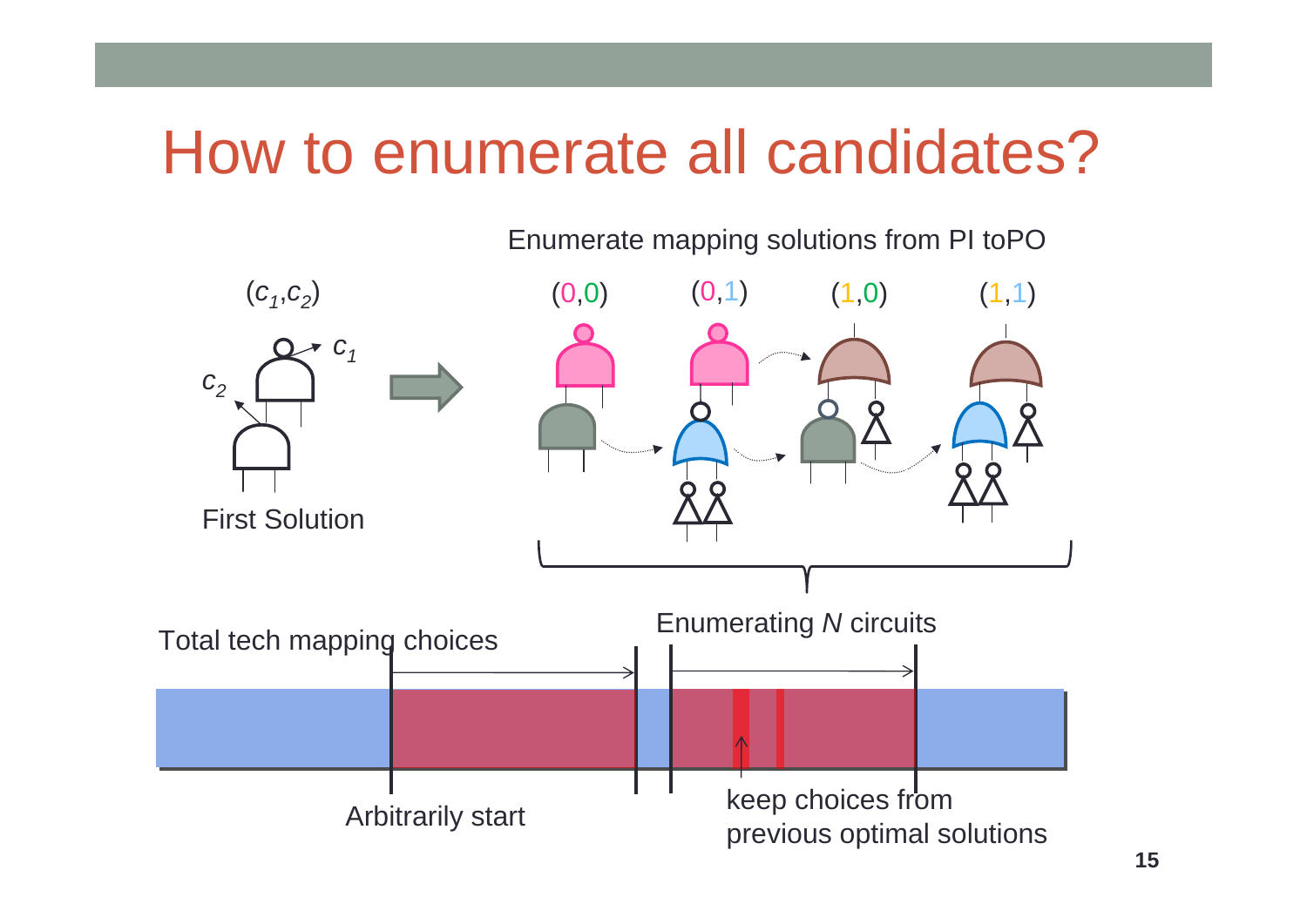# How to enumerate all candidates?

Enumerate mapping solutions from PI toPO

$(c_1,c_2)$

$c_1$

$c_2$

First Solution

(0,0) (0,1) (1,0) (1,1)

Enumerating *N* circuits

Total tech mapping choices

Arbitrarily start

keep choices from previous optimal solutions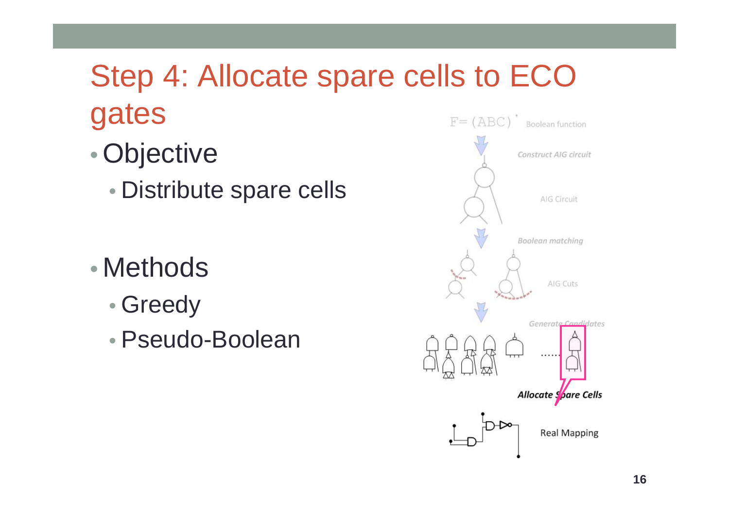# Step 4: Allocate spare cells to ECO gates

- Objective
  - Distribute spare cells
- Methods
  - Greedy
  - Pseudo-Boolean

F= (ABC)' Boolean function

*Construct AIG circuit*

AIG Circuit

*Boolean matching*

AIG Cuts

*Generate Candidates*

**Allocate Spare Cells**

Real Mapping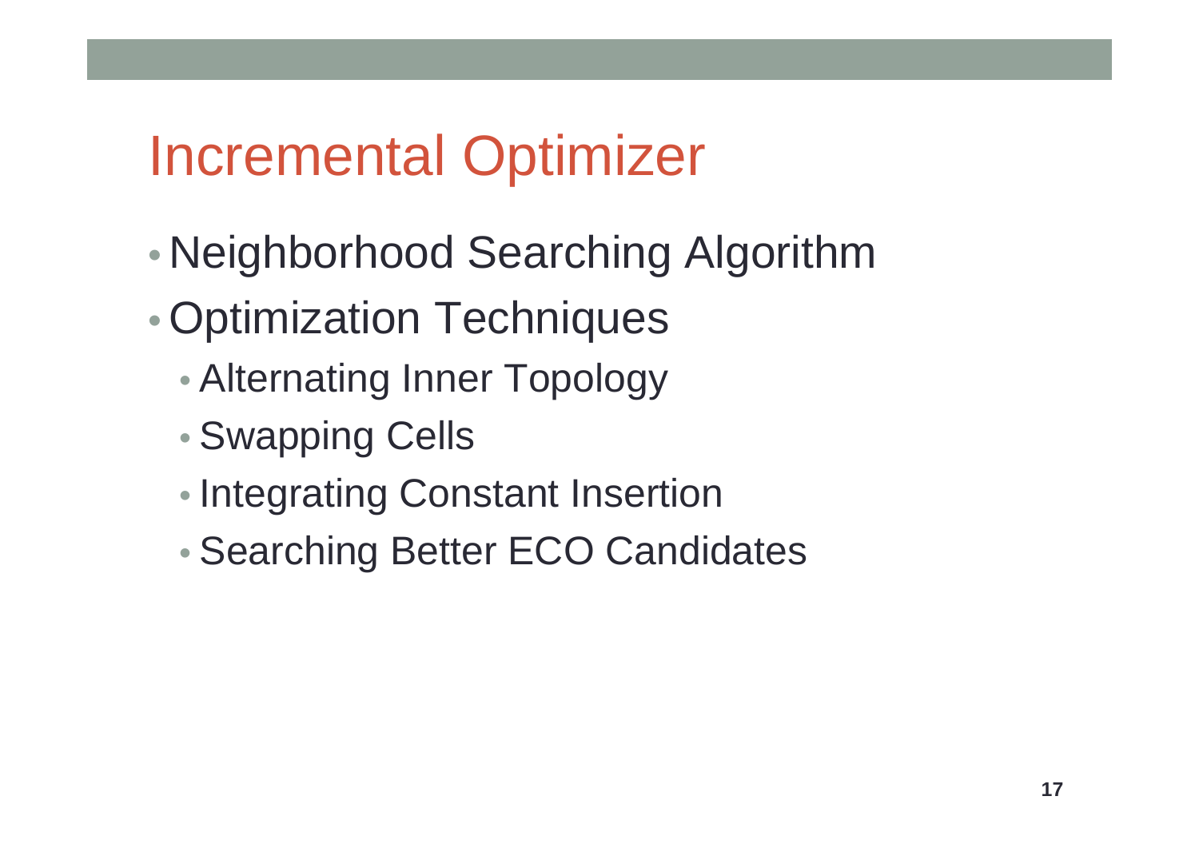# Incremental Optimizer

- Neighborhood Searching Algorithm
- Optimization Techniques
  - Alternating Inner Topology
  - Swapping Cells
  - Integrating Constant Insertion
  - Searching Better ECO Candidates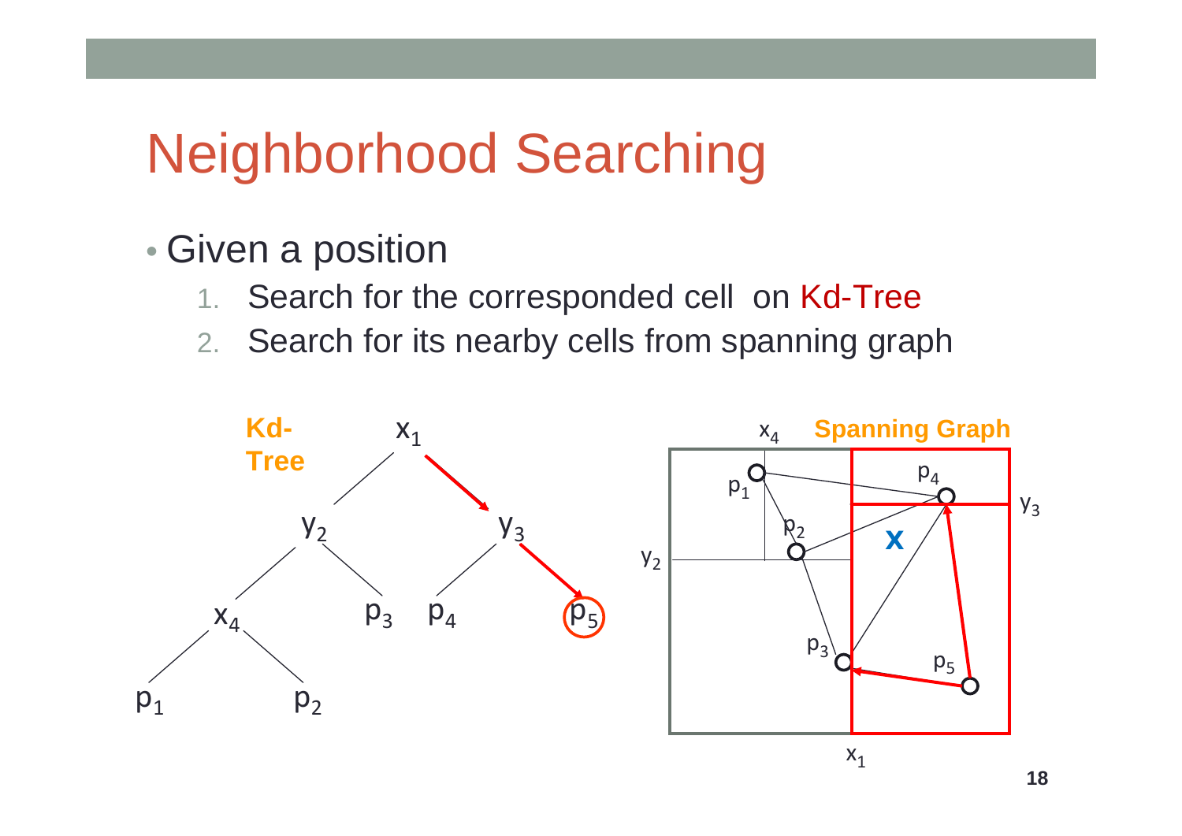# Neighborhood Searching

- Given a position
  1. Search for the corresponded cell on Kd-Tree
  2. Search for its nearby cells from spanning graph

**Kd-Tree**

**Spanning Graph**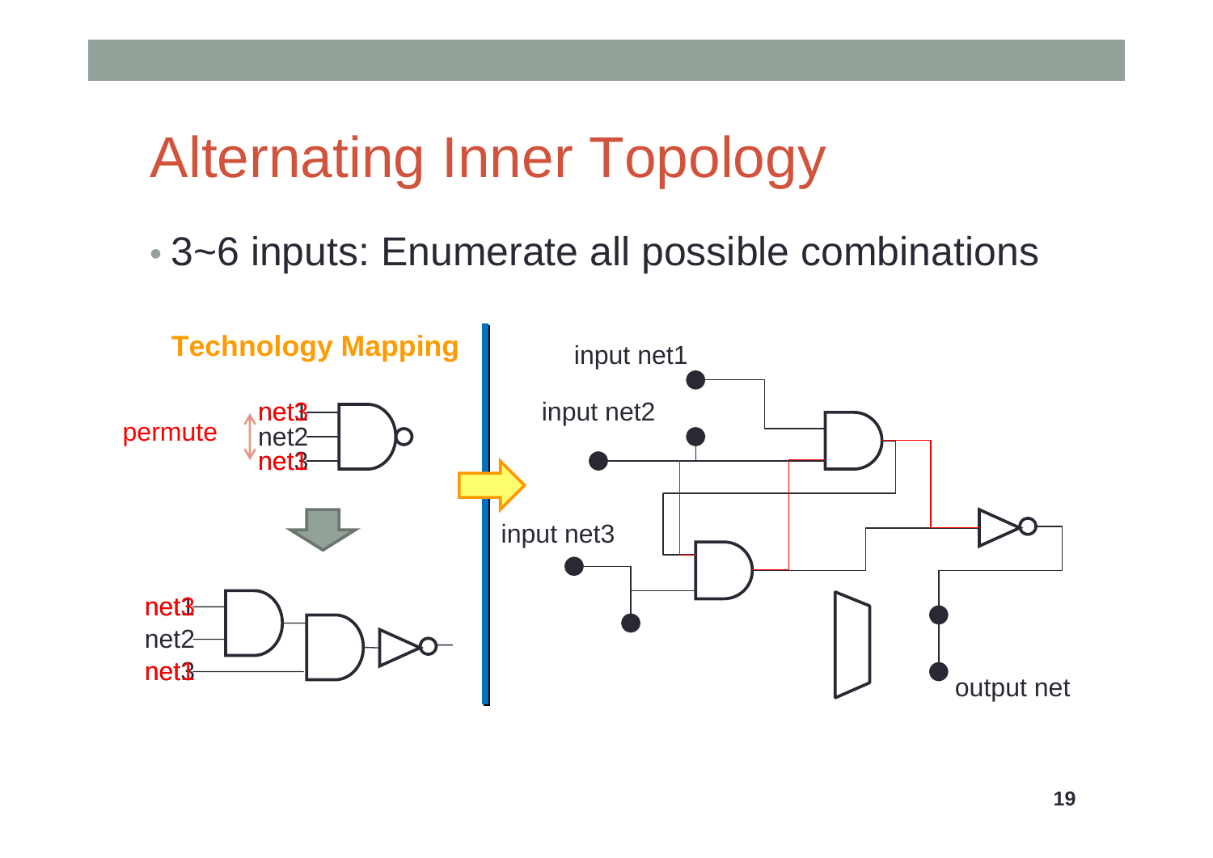# Alternating Inner Topology

- 3~6 inputs: Enumerate all possible combinations

**Technology Mapping**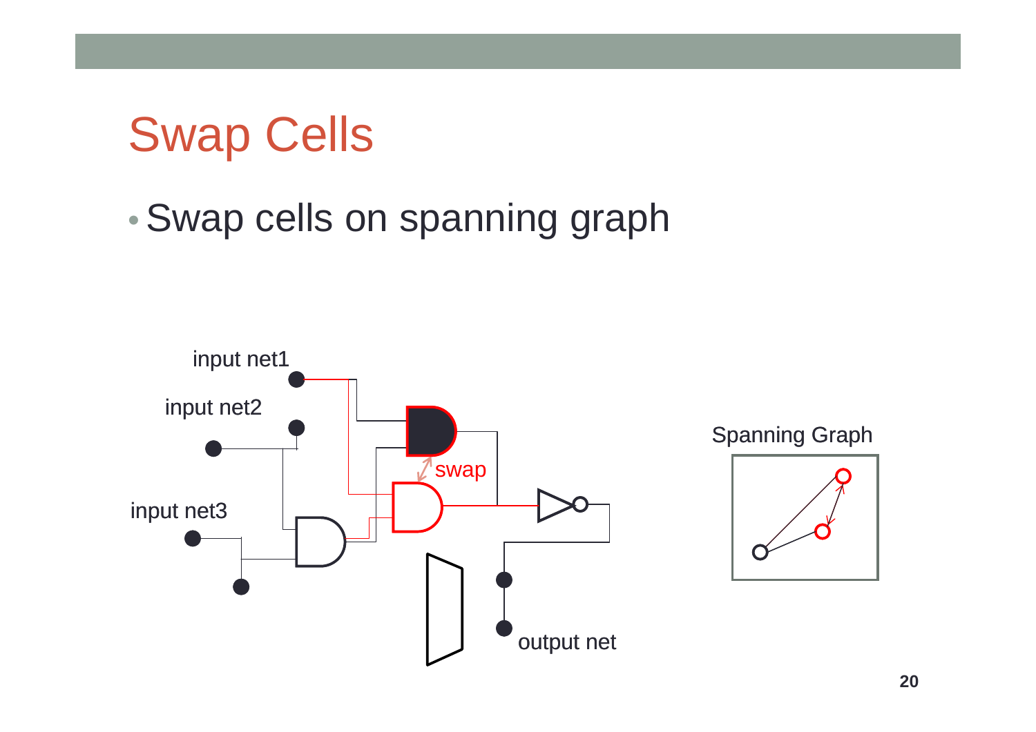# Swap Cells

- Swap cells on spanning graph

input net1

input net2

input net3

swap

output net

Spanning Graph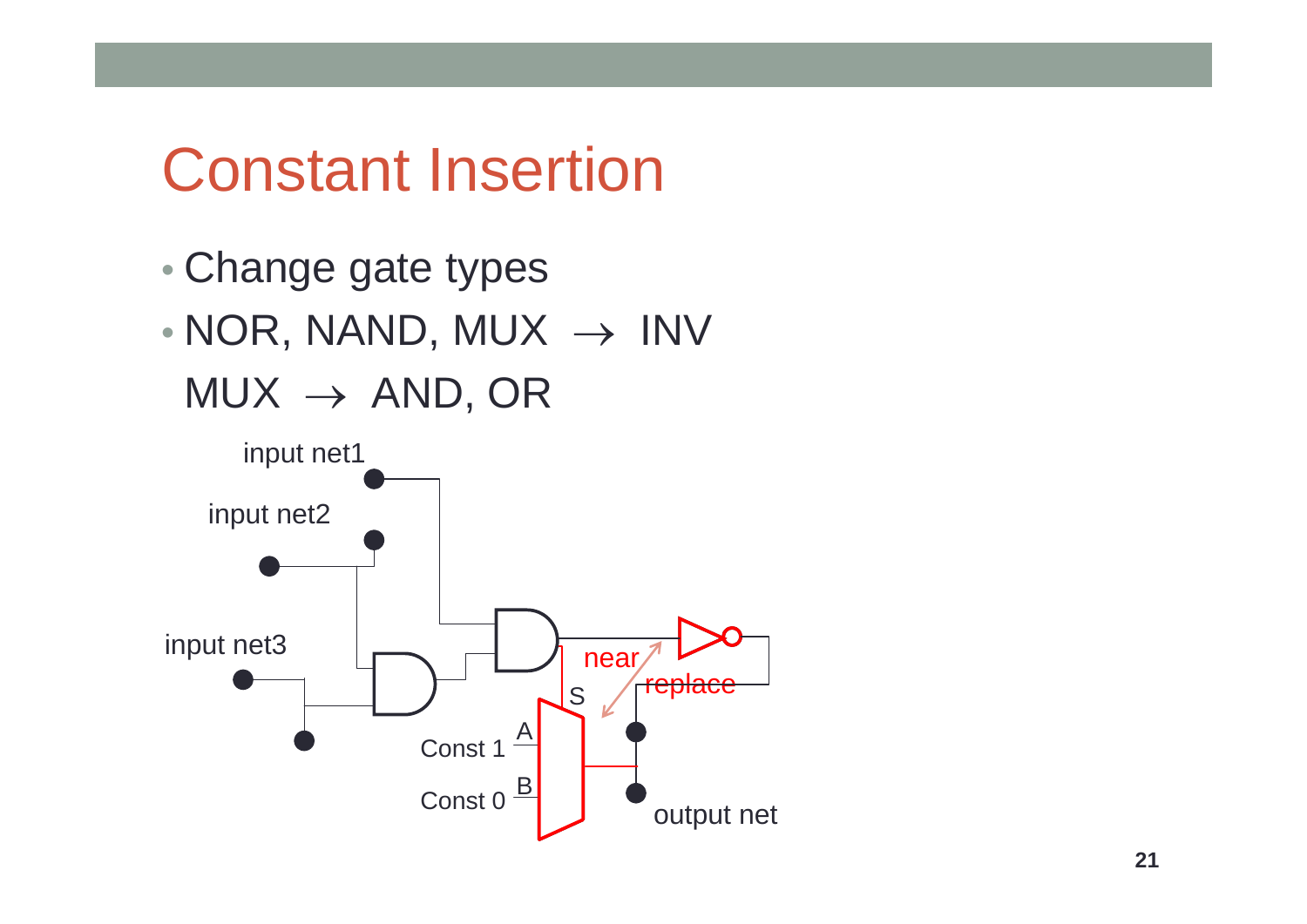# Constant Insertion

- Change gate types
- NOR, NAND, MUX $\rightarrow$ INV

  MUX $\rightarrow$ AND, OR

input net1

input net2

input net3

near

replace

S

A

B

Const 1

Const 0

output net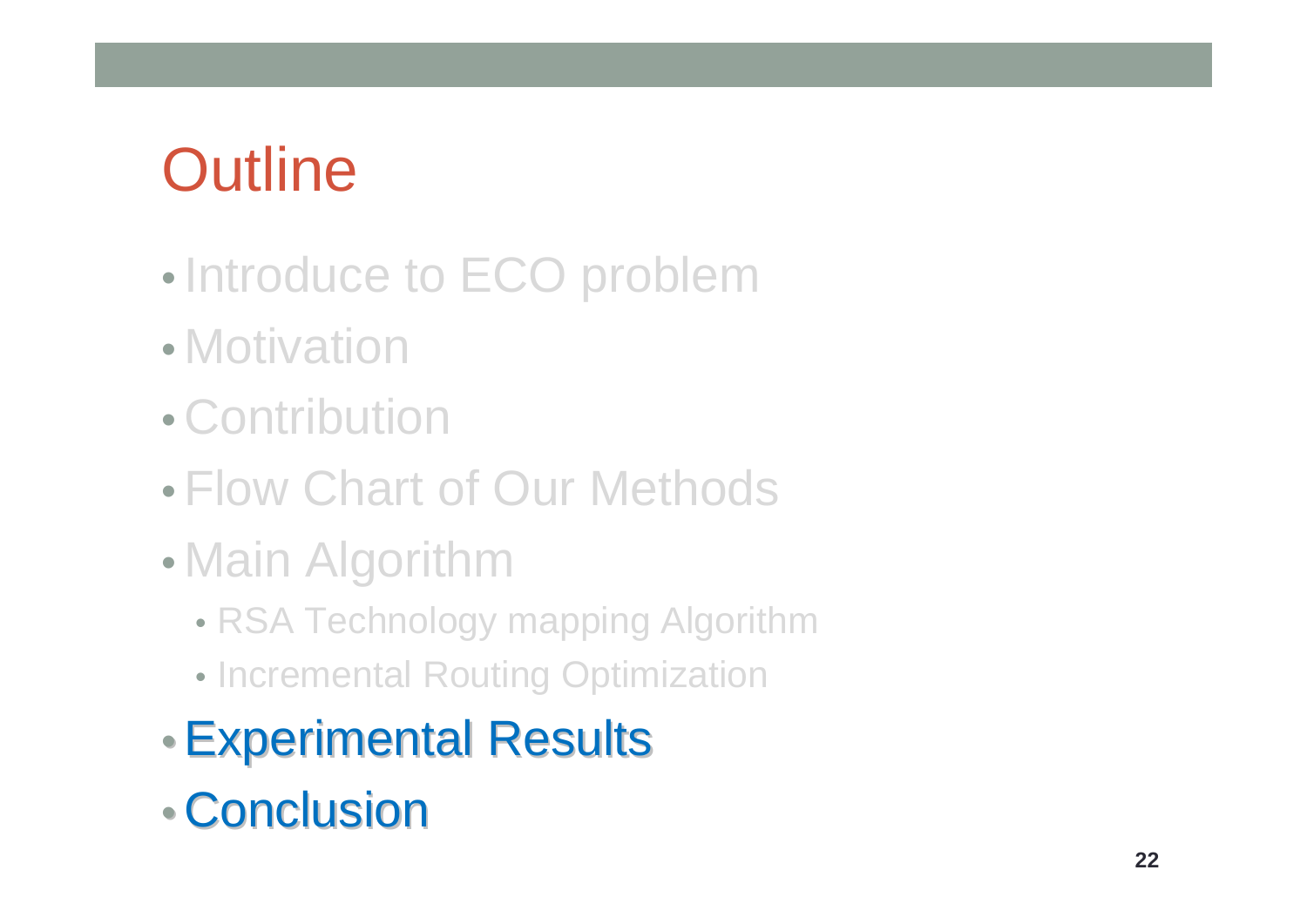# Outline

- Introduce to ECO problem
- Motivation
- Contribution
- Flow Chart of Our Methods
- Main Algorithm
  - RSA Technology mapping Algorithm
  - Incremental Routing Optimization
- Experimental Results
- Conclusion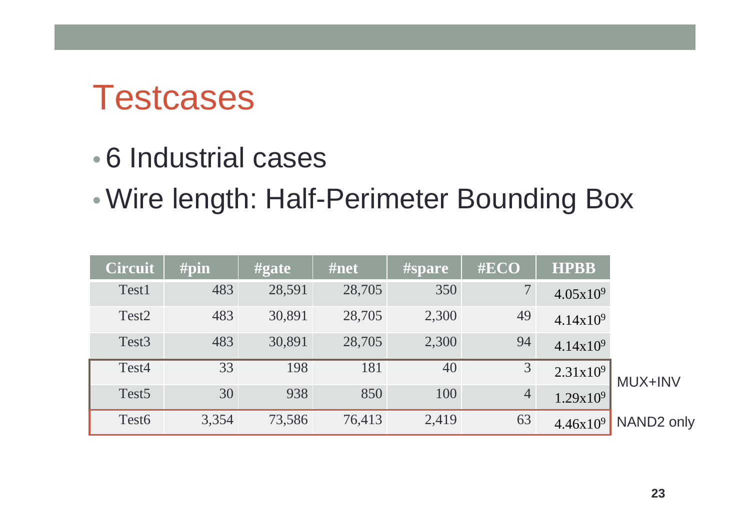# Testcases

- 6 Industrial cases
- Wire length: Half-Perimeter Bounding Box

| Circuit | #pin | #gate | #net | #spare | #ECO | HPBB | |
|---|---|---|---|---|---|---|---|
| Test1 | 483 | 28,591 | 28,705 | 350 | 7 | $4.05 \times 10^9$ | |
| Test2 | 483 | 30,891 | 28,705 | 2,300 | 49 | $4.14 \times 10^9$ | |
| Test3 | 483 | 30,891 | 28,705 | 2,300 | 94 | $4.14 \times 10^9$ | |
| Test4 | 33 | 198 | 181 | 40 | 3 | $2.31 \times 10^9$ | MUX+INV |
| Test5 | 30 | 938 | 850 | 100 | 4 | $1.29 \times 10^9$ | MUX+INV |
| Test6 | 3,354 | 73,586 | 76,413 | 2,419 | 63 | $4.46 \times 10^9$ | NAND2 only |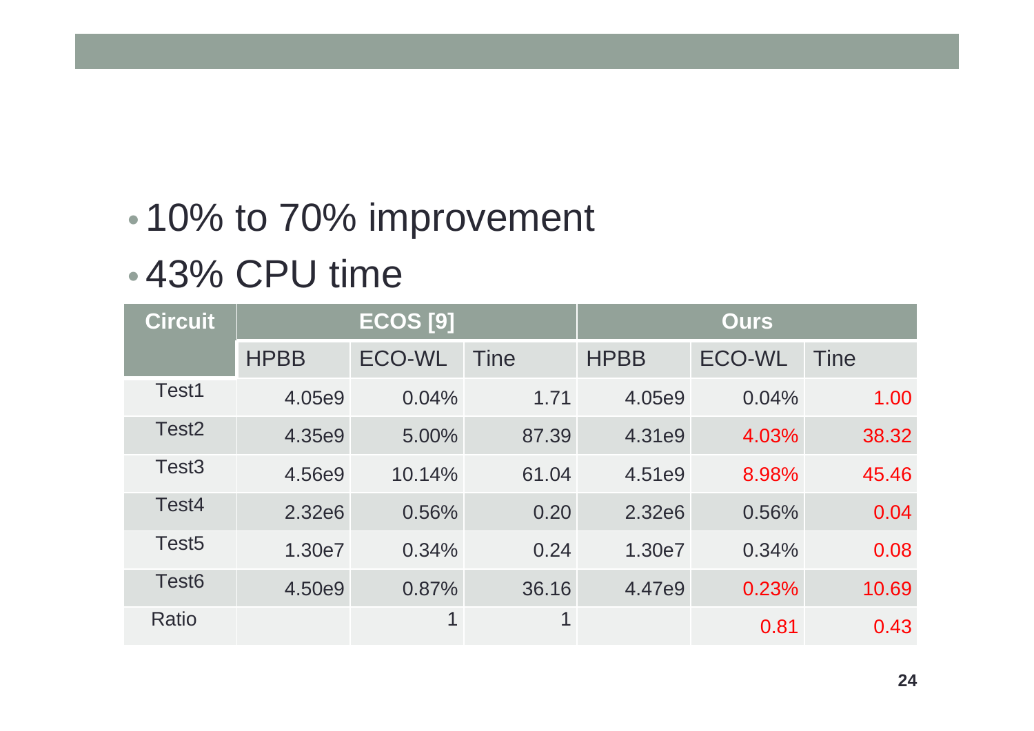- 10% to 70% improvement
- 43% CPU time

| Circuit | ECOS [9] | | | Ours | | |
|---|---|---|---|---|---|---|
| | HPBB | ECO-WL | Tine | HPBB | ECO-WL | Tine |
| Test1 | 4.05e9 | 0.04% | 1.71 | 4.05e9 | 0.04% | 1.00 |
| Test2 | 4.35e9 | 5.00% | 87.39 | 4.31e9 | 4.03% | 38.32 |
| Test3 | 4.56e9 | 10.14% | 61.04 | 4.51e9 | 8.98% | 45.46 |
| Test4 | 2.32e6 | 0.56% | 0.20 | 2.32e6 | 0.56% | 0.04 |
| Test5 | 1.30e7 | 0.34% | 0.24 | 1.30e7 | 0.34% | 0.08 |
| Test6 | 4.50e9 | 0.87% | 36.16 | 4.47e9 | 0.23% | 10.69 |
| Ratio | | 1 | 1 | | 0.81 | 0.43 |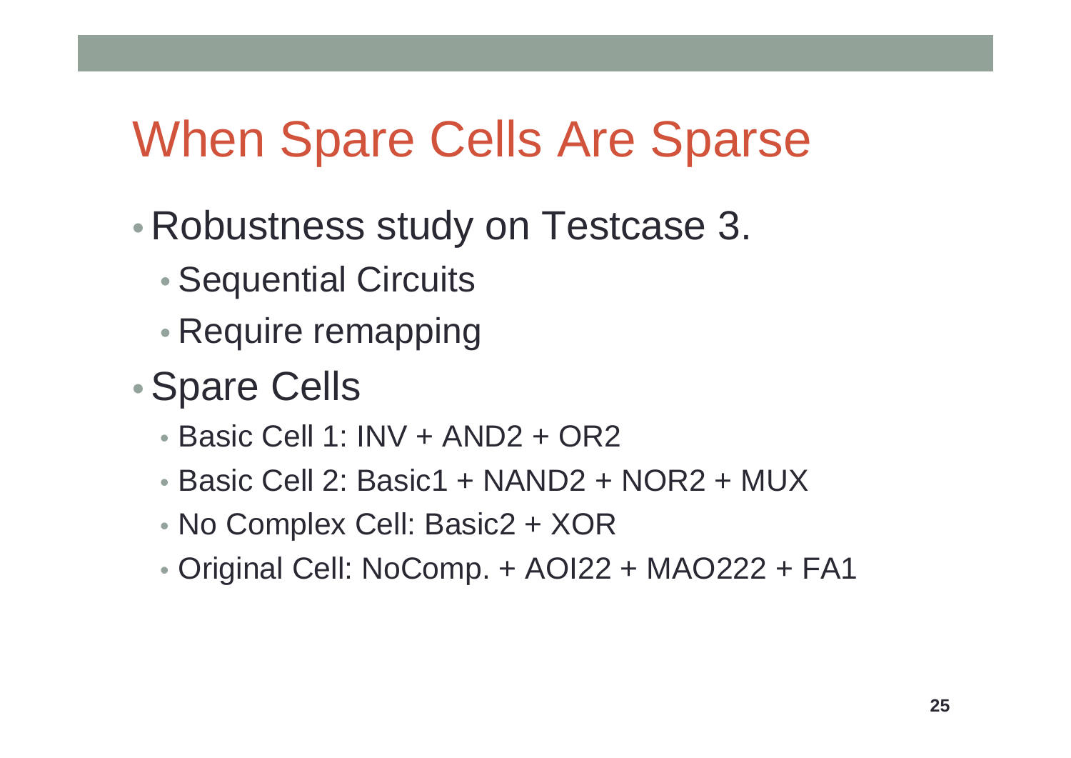# When Spare Cells Are Sparse

- Robustness study on Testcase 3.
  - Sequential Circuits
  - Require remapping
- Spare Cells
  - Basic Cell 1: INV + AND2 + OR2
  - Basic Cell 2: Basic1 + NAND2 + NOR2 + MUX
  - No Complex Cell: Basic2 + XOR
  - Original Cell: NoComp. + AOI22 + MAO222 + FA1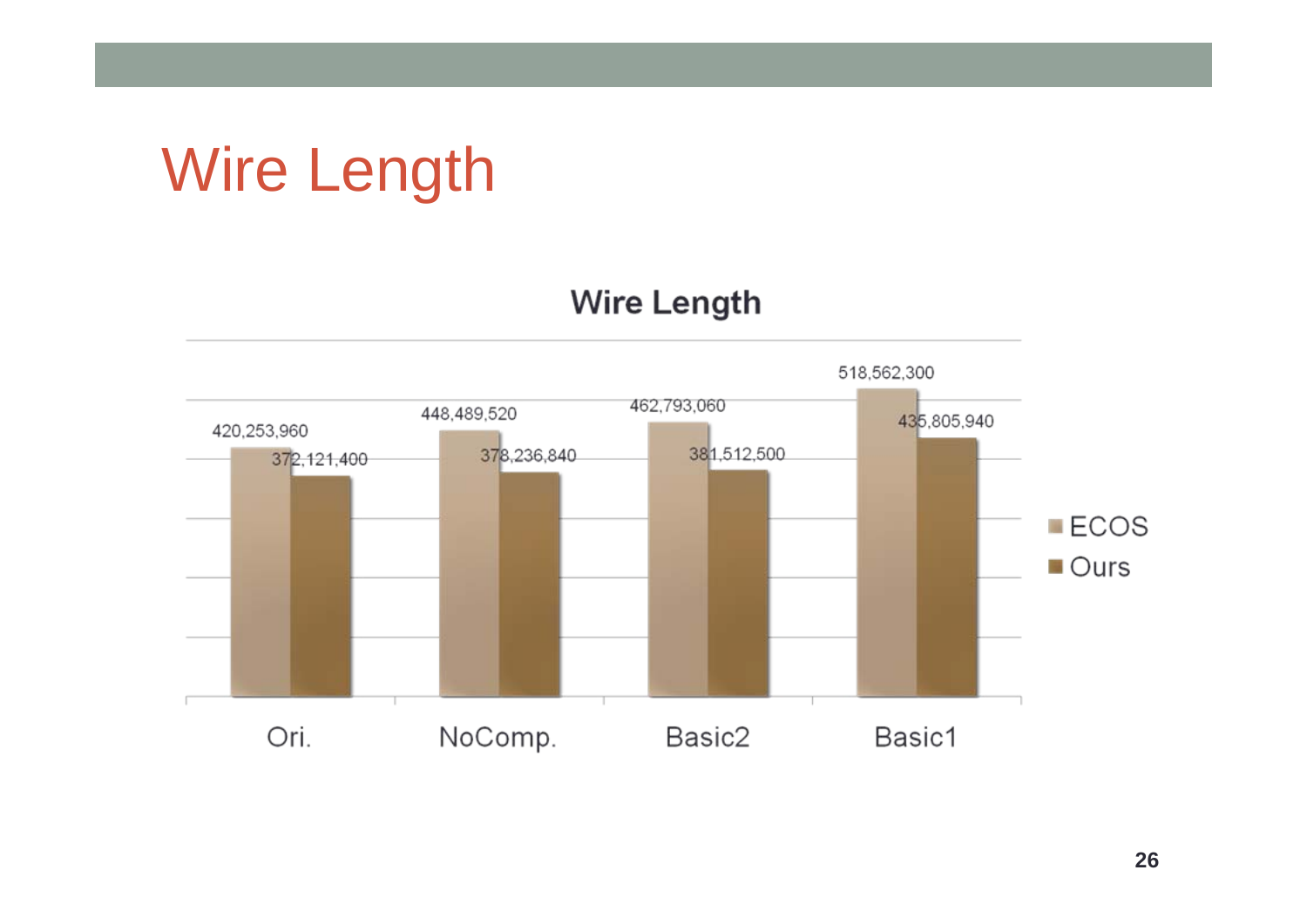# Wire Length

**Wire Length**

| | ECOS | Ours |
|---|---|---|
| Ori. | 420,253,960 | 372,121,400 |
| NoComp. | 448,489,520 | 378,236,840 |
| Basic2 | 462,793,060 | 381,512,500 |
| Basic1 | 518,562,300 | 435,805,940 |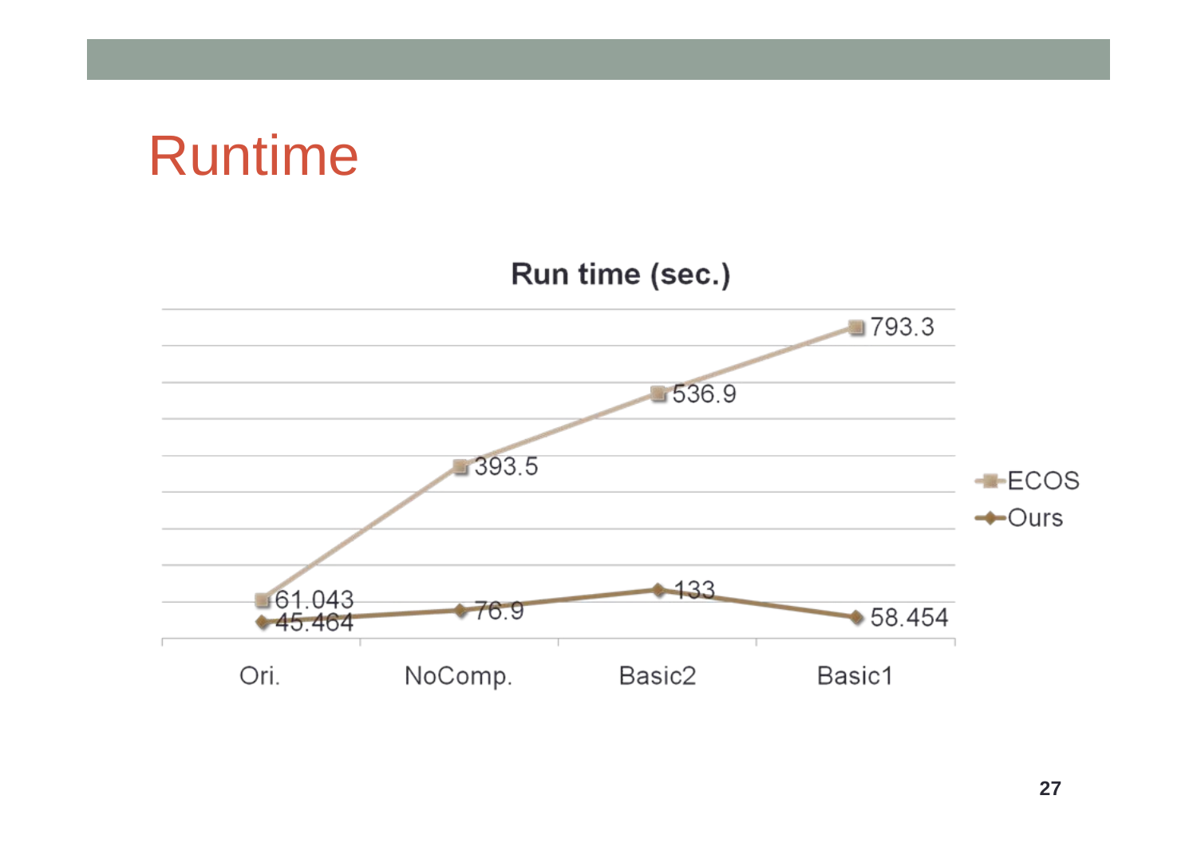# Runtime

**Run time (sec.)**

| | Ori. | NoComp. | Basic2 | Basic1 |
|---|---|---|---|---|
| ECOS | 61.043 | 393.5 | 536.9 | 793.3 |
| Ours | 45.464 | 76.9 | 133 | 58.454 |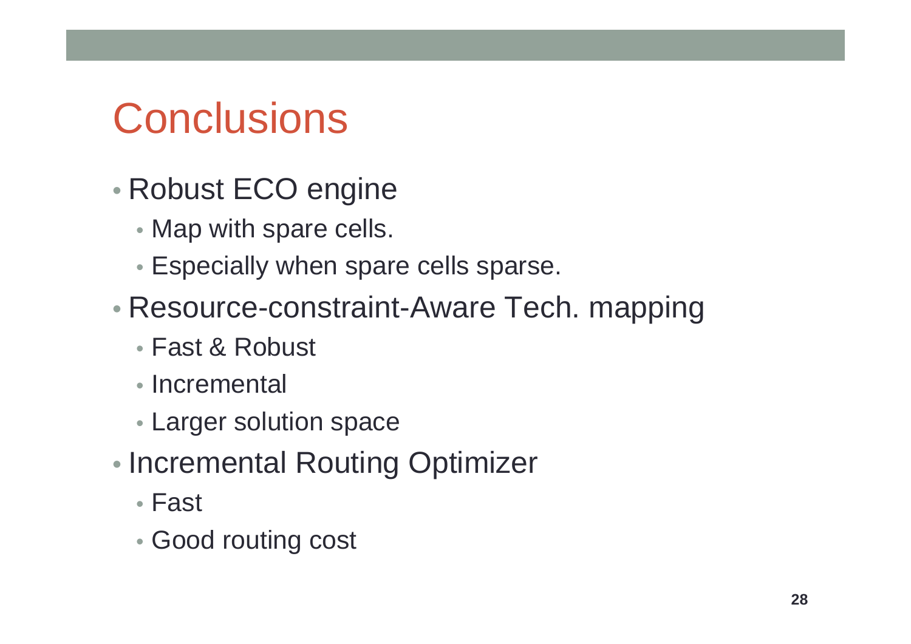# Conclusions

- Robust ECO engine
  - Map with spare cells.
  - Especially when spare cells sparse.
- Resource-constraint-Aware Tech. mapping
  - Fast & Robust
  - Incremental
  - Larger solution space
- Incremental Routing Optimizer
  - Fast
  - Good routing cost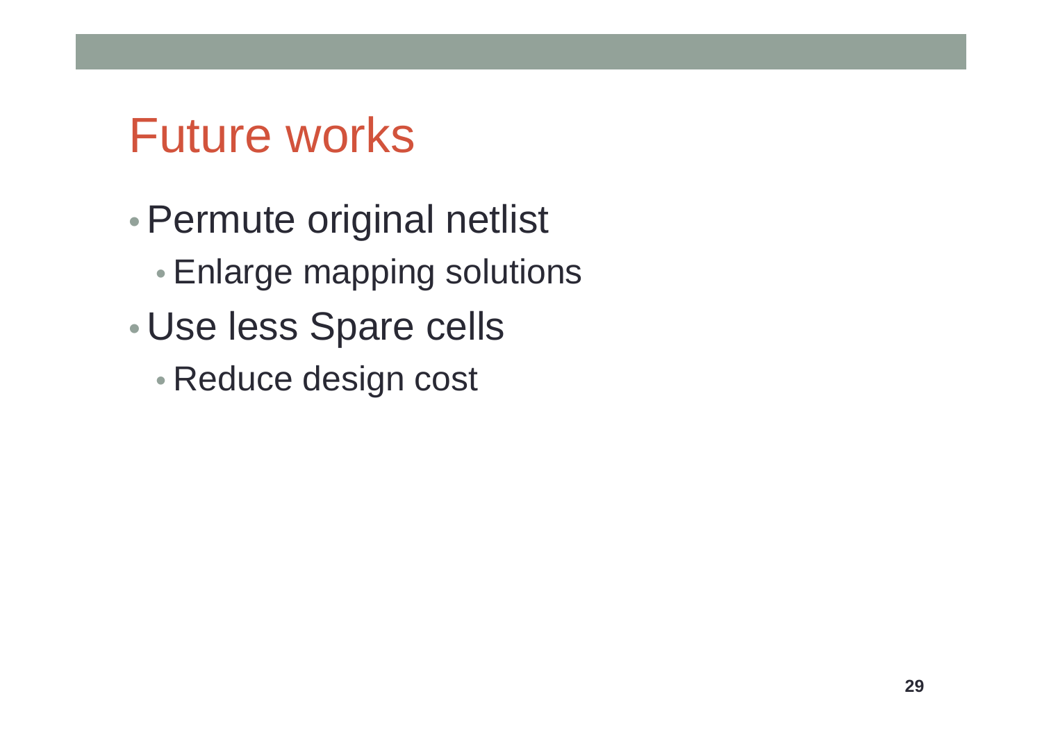# Future works

- Permute original netlist
  - Enlarge mapping solutions
- Use less Spare cells
  - Reduce design cost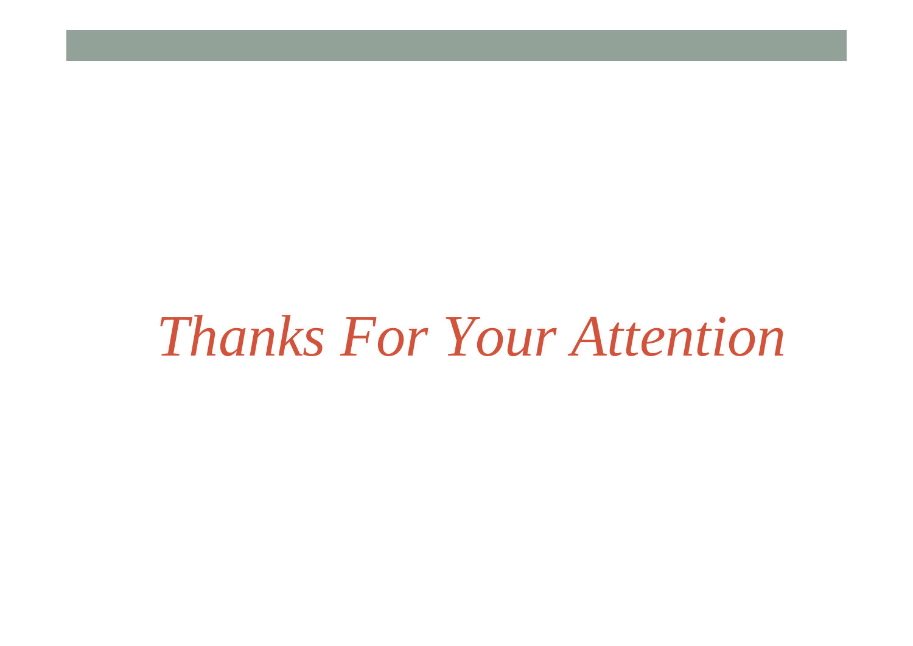*Thanks For Your Attention*